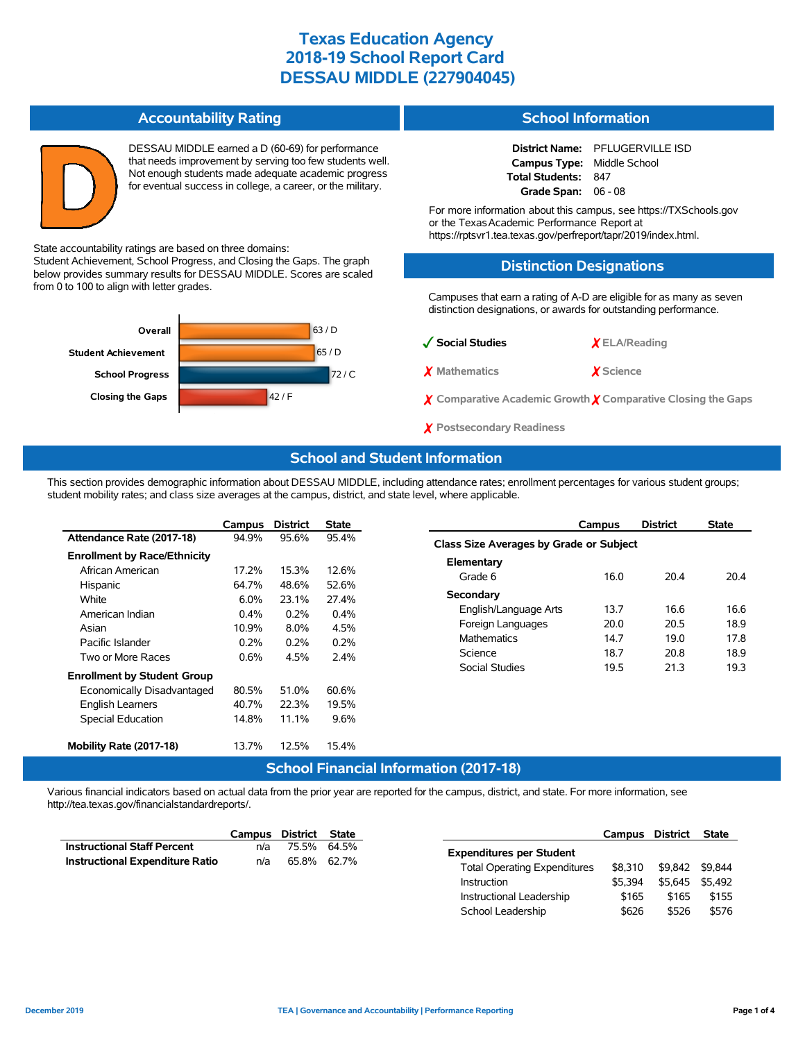# Texas Education Agency
# 2018-19 School Report Card
# DESSAU MIDDLE (227904045)

## Accountability Rating

D

DESSAU MIDDLE earned a D (60-69) for performance that needs improvement by serving too few students well. Not enough students made adequate academic progress for eventual success in college, a career, or the military.

State accountability ratings are based on three domains: Student Achievement, School Progress, and Closing the Gaps. The graph below provides summary results for DESSAU MIDDLE. Scores are scaled from 0 to 100 to align with letter grades.

| Domain | Score / Grade |
|---|---|
| Overall | 63 / D |
| Student Achievement | 65 / D |
| School Progress | 72 / C |
| Closing the Gaps | 42 / F |

## School Information

**District Name:** PFLUGERVILLE ISD
**Campus Type:** Middle School
**Total Students:** 847
**Grade Span:** 06 - 08

For more information about this campus, see https://TXSchools.gov or the Texas Academic Performance Report at https://rptsvr1.tea.texas.gov/perfreport/tapr/2019/index.html.

## Distinction Designations

Campuses that earn a rating of A-D are eligible for as many as seven distinction designations, or awards for outstanding performance.

- ✓ Social Studies
- ✗ ELA/Reading
- ✗ Mathematics
- ✗ Science
- ✗ Comparative Academic Growth
- ✗ Comparative Closing the Gaps
- ✗ Postsecondary Readiness

## School and Student Information

This section provides demographic information about DESSAU MIDDLE, including attendance rates; enrollment percentages for various student groups; student mobility rates; and class size averages at the campus, district, and state level, where applicable.

| | Campus | District | State |
|---|---|---|---|
| **Attendance Rate (2017-18)** | 94.9% | 95.6% | 95.4% |
| **Enrollment by Race/Ethnicity** | | | |
| African American | 17.2% | 15.3% | 12.6% |
| Hispanic | 64.7% | 48.6% | 52.6% |
| White | 6.0% | 23.1% | 27.4% |
| American Indian | 0.4% | 0.2% | 0.4% |
| Asian | 10.9% | 8.0% | 4.5% |
| Pacific Islander | 0.2% | 0.2% | 0.2% |
| Two or More Races | 0.6% | 4.5% | 2.4% |
| **Enrollment by Student Group** | | | |
| Economically Disadvantaged | 80.5% | 51.0% | 60.6% |
| English Learners | 40.7% | 22.3% | 19.5% |
| Special Education | 14.8% | 11.1% | 9.6% |
| **Mobility Rate (2017-18)** | 13.7% | 12.5% | 15.4% |

| | Campus | District | State |
|---|---|---|---|
| **Class Size Averages by Grade or Subject** | | | |
| **Elementary** | | | |
| Grade 6 | 16.0 | 20.4 | 20.4 |
| **Secondary** | | | |
| English/Language Arts | 13.7 | 16.6 | 16.6 |
| Foreign Languages | 20.0 | 20.5 | 18.9 |
| Mathematics | 14.7 | 19.0 | 17.8 |
| Science | 18.7 | 20.8 | 18.9 |
| Social Studies | 19.5 | 21.3 | 19.3 |

## School Financial Information (2017-18)

Various financial indicators based on actual data from the prior year are reported for the campus, district, and state. For more information, see http://tea.texas.gov/financialstandardreports/.

| | Campus | District | State |
|---|---|---|---|
| **Instructional Staff Percent** | n/a | 75.5% | 64.5% |
| **Instructional Expenditure Ratio** | n/a | 65.8% | 62.7% |

| | Campus | District | State |
|---|---|---|---|
| **Expenditures per Student** | | | |
| Total Operating Expenditures | $8,310 | $9,842 | $9,844 |
| Instruction | $5,394 | $5,645 | $5,492 |
| Instructional Leadership | $165 | $165 | $155 |
| School Leadership | $626 | $526 | $576 |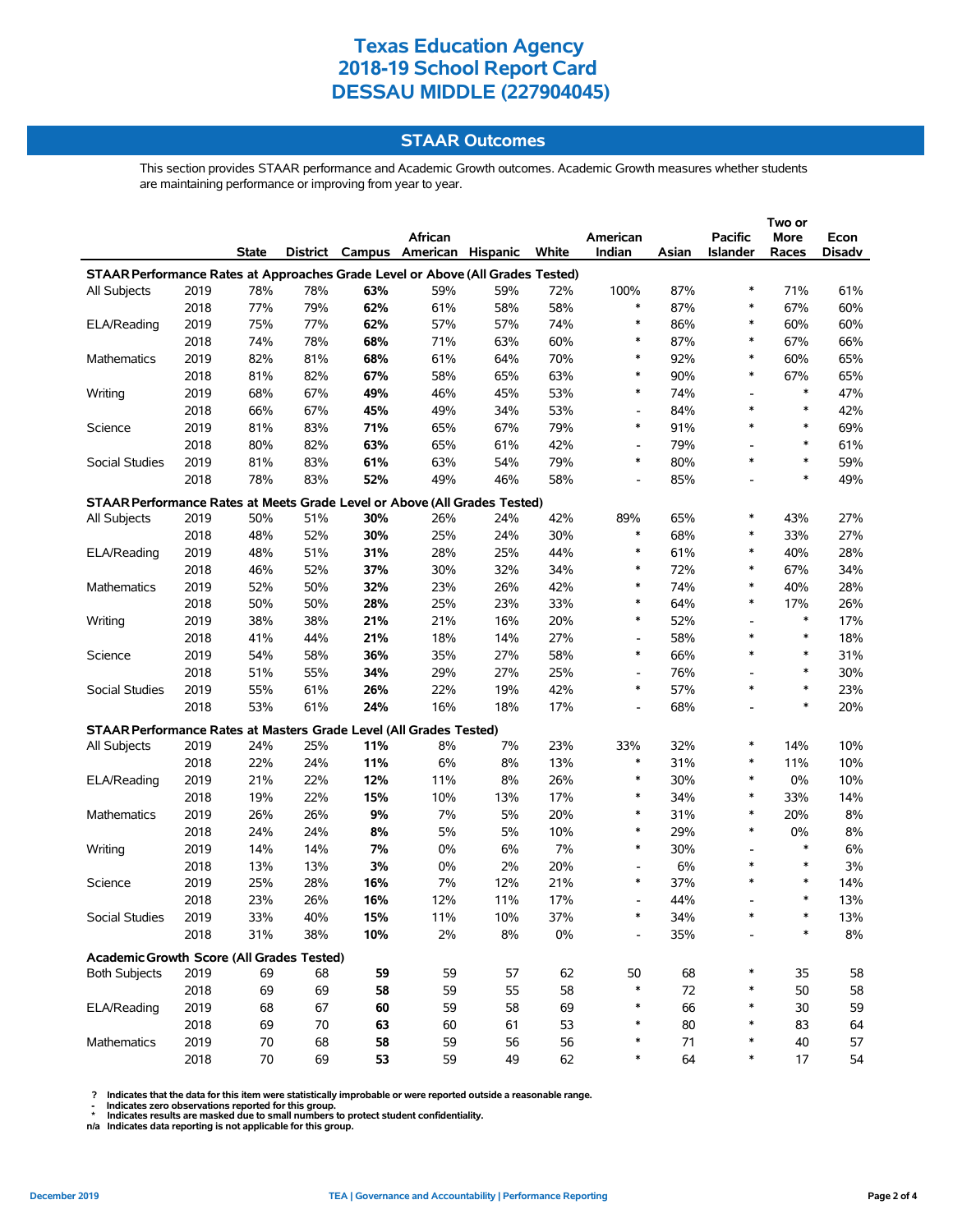# Texas Education Agency
# 2018-19 School Report Card
# DESSAU MIDDLE (227904045)

## STAAR Outcomes

This section provides STAAR performance and Academic Growth outcomes. Academic Growth measures whether students are maintaining performance or improving from year to year.

| | | State | District | Campus | African American | Hispanic | White | American Indian | Asian | Pacific Islander | Two or More Races | Econ Disadv |
|---|---|---|---|---|---|---|---|---|---|---|---|---|
| **STAAR Performance Rates at Approaches Grade Level or Above (All Grades Tested)** | | | | | | | | | | | | |
| All Subjects | 2019 | 78% | 78% | **63%** | 59% | 59% | 72% | 100% | 87% | * | 71% | 61% |
| | 2018 | 77% | 79% | **62%** | 61% | 58% | 58% | * | 87% | * | 67% | 60% |
| ELA/Reading | 2019 | 75% | 77% | **62%** | 57% | 57% | 74% | * | 86% | * | 60% | 60% |
| | 2018 | 74% | 78% | **68%** | 71% | 63% | 60% | * | 87% | * | 67% | 66% |
| Mathematics | 2019 | 82% | 81% | **68%** | 61% | 64% | 70% | * | 92% | * | 60% | 65% |
| | 2018 | 81% | 82% | **67%** | 58% | 65% | 63% | * | 90% | * | 67% | 65% |
| Writing | 2019 | 68% | 67% | **49%** | 46% | 45% | 53% | * | 74% | - | * | 47% |
| | 2018 | 66% | 67% | **45%** | 49% | 34% | 53% | - | 84% | * | * | 42% |
| Science | 2019 | 81% | 83% | **71%** | 65% | 67% | 79% | * | 91% | * | * | 69% |
| | 2018 | 80% | 82% | **63%** | 65% | 61% | 42% | - | 79% | - | * | 61% |
| Social Studies | 2019 | 81% | 83% | **61%** | 63% | 54% | 79% | * | 80% | * | * | 59% |
| | 2018 | 78% | 83% | **52%** | 49% | 46% | 58% | - | 85% | - | * | 49% |
| **STAAR Performance Rates at Meets Grade Level or Above (All Grades Tested)** | | | | | | | | | | | | |
| All Subjects | 2019 | 50% | 51% | **30%** | 26% | 24% | 42% | 89% | 65% | * | 43% | 27% |
| | 2018 | 48% | 52% | **30%** | 25% | 24% | 30% | * | 68% | * | 33% | 27% |
| ELA/Reading | 2019 | 48% | 51% | **31%** | 28% | 25% | 44% | * | 61% | * | 40% | 28% |
| | 2018 | 46% | 52% | **37%** | 30% | 32% | 34% | * | 72% | * | 67% | 34% |
| Mathematics | 2019 | 52% | 50% | **32%** | 23% | 26% | 42% | * | 74% | * | 40% | 28% |
| | 2018 | 50% | 50% | **28%** | 25% | 23% | 33% | * | 64% | * | 17% | 26% |
| Writing | 2019 | 38% | 38% | **21%** | 21% | 16% | 20% | * | 52% | - | * | 17% |
| | 2018 | 41% | 44% | **21%** | 18% | 14% | 27% | - | 58% | * | * | 18% |
| Science | 2019 | 54% | 58% | **36%** | 35% | 27% | 58% | * | 66% | * | * | 31% |
| | 2018 | 51% | 55% | **34%** | 29% | 27% | 25% | - | 76% | - | * | 30% |
| Social Studies | 2019 | 55% | 61% | **26%** | 22% | 19% | 42% | * | 57% | * | * | 23% |
| | 2018 | 53% | 61% | **24%** | 16% | 18% | 17% | - | 68% | - | * | 20% |
| **STAAR Performance Rates at Masters Grade Level (All Grades Tested)** | | | | | | | | | | | | |
| All Subjects | 2019 | 24% | 25% | **11%** | 8% | 7% | 23% | 33% | 32% | * | 14% | 10% |
| | 2018 | 22% | 24% | **11%** | 6% | 8% | 13% | * | 31% | * | 11% | 10% |
| ELA/Reading | 2019 | 21% | 22% | **12%** | 11% | 8% | 26% | * | 30% | * | 0% | 10% |
| | 2018 | 19% | 22% | **15%** | 10% | 13% | 17% | * | 34% | * | 33% | 14% |
| Mathematics | 2019 | 26% | 26% | **9%** | 7% | 5% | 20% | * | 31% | * | 20% | 8% |
| | 2018 | 24% | 24% | **8%** | 5% | 5% | 10% | * | 29% | * | 0% | 8% |
| Writing | 2019 | 14% | 14% | **7%** | 0% | 6% | 7% | * | 30% | - | * | 6% |
| | 2018 | 13% | 13% | **3%** | 0% | 2% | 20% | - | 6% | * | * | 3% |
| Science | 2019 | 25% | 28% | **16%** | 7% | 12% | 21% | * | 37% | * | * | 14% |
| | 2018 | 23% | 26% | **16%** | 12% | 11% | 17% | - | 44% | - | * | 13% |
| Social Studies | 2019 | 33% | 40% | **15%** | 11% | 10% | 37% | * | 34% | * | * | 13% |
| | 2018 | 31% | 38% | **10%** | 2% | 8% | 0% | - | 35% | - | * | 8% |
| **Academic Growth Score (All Grades Tested)** | | | | | | | | | | | | |
| Both Subjects | 2019 | 69 | 68 | **59** | 59 | 57 | 62 | 50 | 68 | * | 35 | 58 |
| | 2018 | 69 | 69 | **58** | 59 | 55 | 58 | * | 72 | * | 50 | 58 |
| ELA/Reading | 2019 | 68 | 67 | **60** | 59 | 58 | 69 | * | 66 | * | 30 | 59 |
| | 2018 | 69 | 70 | **63** | 60 | 61 | 53 | * | 80 | * | 83 | 64 |
| Mathematics | 2019 | 70 | 68 | **58** | 59 | 56 | 56 | * | 71 | * | 40 | 57 |
| | 2018 | 70 | 69 | **53** | 59 | 49 | 62 | * | 64 | * | 17 | 54 |

**?** Indicates that the data for this item were statistically improbable or were reported outside a reasonable range.
**-** Indicates zero observations reported for this group.
**\*** Indicates results are masked due to small numbers to protect student confidentiality.
**n/a** Indicates data reporting is not applicable for this group.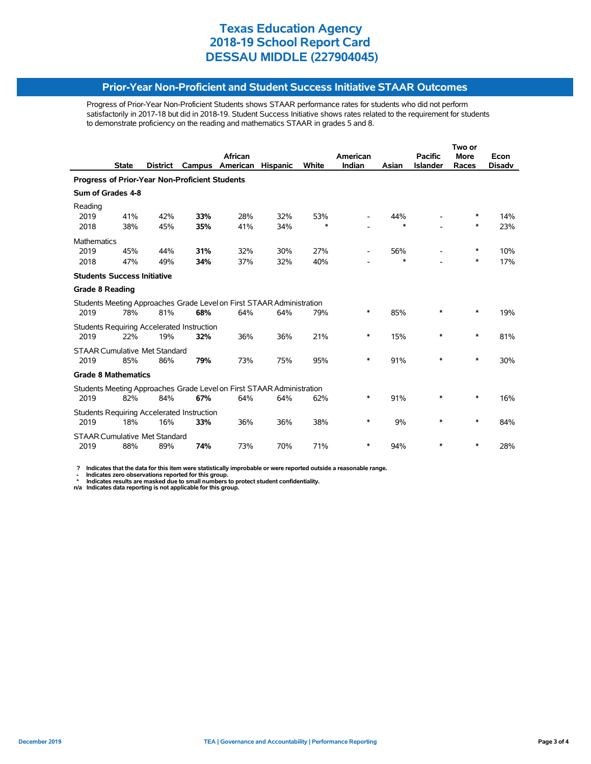# Texas Education Agency
# 2018-19 School Report Card
# DESSAU MIDDLE (227904045)

## Prior-Year Non-Proficient and Student Success Initiative STAAR Outcomes

Progress of Prior-Year Non-Proficient Students shows STAAR performance rates for students who did not perform satisfactorily in 2017-18 but did in 2018-19. Student Success Initiative shows rates related to the requirement for students to demonstrate proficiency on the reading and mathematics STAAR in grades 5 and 8.

| | State | District | Campus | African American | Hispanic | White | American Indian | Asian | Pacific Islander | Two or More Races | Econ Disadv |
|---|---|---|---|---|---|---|---|---|---|---|---|
| **Progress of Prior-Year Non-Proficient Students** | | | | | | | | | | | |
| **Sum of Grades 4-8** | | | | | | | | | | | |
| Reading | | | | | | | | | | | |
| 2019 | 41% | 42% | **33%** | 28% | 32% | 53% | - | 44% | - | * | 14% |
| 2018 | 38% | 45% | **35%** | 41% | 34% | * | - | * | - | * | 23% |
| Mathematics | | | | | | | | | | | |
| 2019 | 45% | 44% | **31%** | 32% | 30% | 27% | - | 56% | - | * | 10% |
| 2018 | 47% | 49% | **34%** | 37% | 32% | 40% | - | * | - | * | 17% |
| **Students Success Initiative** | | | | | | | | | | | |
| **Grade 8 Reading** | | | | | | | | | | | |
| Students Meeting Approaches Grade Level on First STAAR Administration | | | | | | | | | | | |
| 2019 | 78% | 81% | **68%** | 64% | 64% | 79% | * | 85% | * | * | 19% |
| Students Requiring Accelerated Instruction | | | | | | | | | | | |
| 2019 | 22% | 19% | **32%** | 36% | 36% | 21% | * | 15% | * | * | 81% |
| STAAR Cumulative Met Standard | | | | | | | | | | | |
| 2019 | 85% | 86% | **79%** | 73% | 75% | 95% | * | 91% | * | * | 30% |
| **Grade 8 Mathematics** | | | | | | | | | | | |
| Students Meeting Approaches Grade Level on First STAAR Administration | | | | | | | | | | | |
| 2019 | 82% | 84% | **67%** | 64% | 64% | 62% | * | 91% | * | * | 16% |
| Students Requiring Accelerated Instruction | | | | | | | | | | | |
| 2019 | 18% | 16% | **33%** | 36% | 36% | 38% | * | 9% | * | * | 84% |
| STAAR Cumulative Met Standard | | | | | | | | | | | |
| 2019 | 88% | 89% | **74%** | 73% | 70% | 71% | * | 94% | * | * | 28% |

**?** Indicates that the data for this item were statistically improbable or were reported outside a reasonable range.
**-** Indicates zero observations reported for this group.
**\*** Indicates results are masked due to small numbers to protect student confidentiality.
**n/a** Indicates data reporting is not applicable for this group.